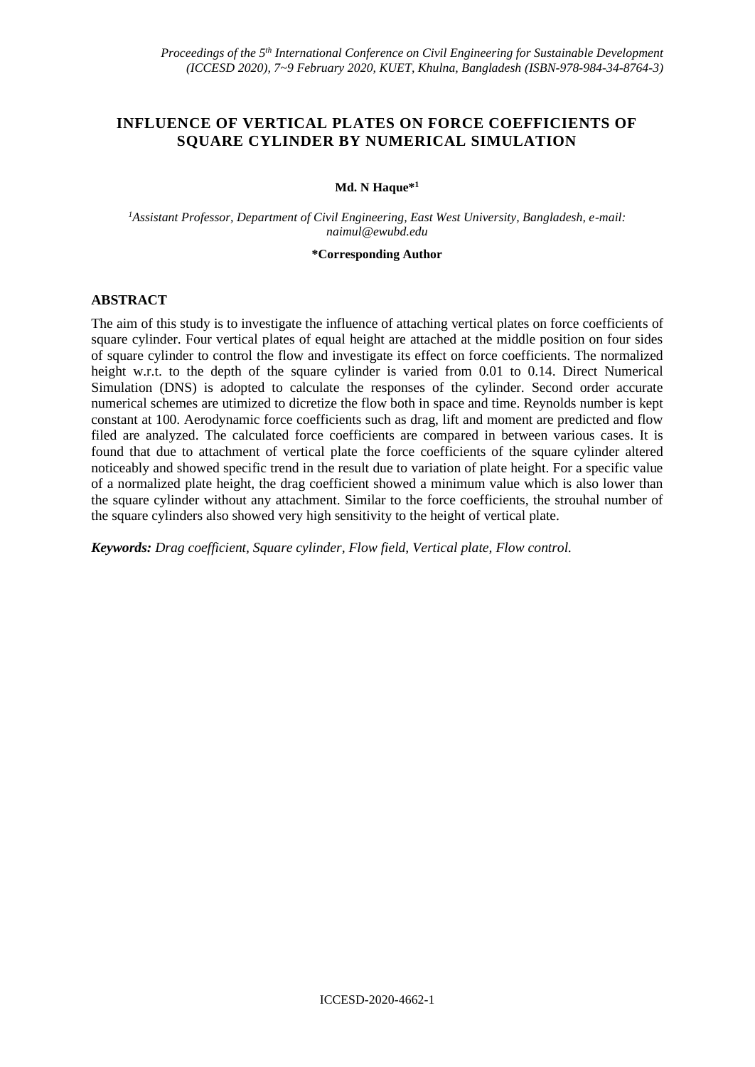# INFLUENCE OF VERTICAL PLATES ON FORCE COEFFICIENTS OF SQUARE CYLINDER BY NUMERICAL SIMULATION

**Md. N Haque*[1]**

[1]*Assistant Professor, Department of Civil Engineering, East West University, Bangladesh, e-mail: naimul@ewubd.edu*

***Corresponding Author**

## ABSTRACT

The aim of this study is to investigate the influence of attaching vertical plates on force coefficients of square cylinder. Four vertical plates of equal height are attached at the middle position on four sides of square cylinder to control the flow and investigate its effect on force coefficients. The normalized height w.r.t. to the depth of the square cylinder is varied from 0.01 to 0.14. Direct Numerical Simulation (DNS) is adopted to calculate the responses of the cylinder. Second order accurate numerical schemes are utimized to dicretize the flow both in space and time. Reynolds number is kept constant at 100. Aerodynamic force coefficients such as drag, lift and moment are predicted and flow filed are analyzed. The calculated force coefficients are compared in between various cases. It is found that due to attachment of vertical plate the force coefficients of the square cylinder altered noticeably and showed specific trend in the result due to variation of plate height. For a specific value of a normalized plate height, the drag coefficient showed a minimum value which is also lower than the square cylinder without any attachment. Similar to the force coefficients, the strouhal number of the square cylinders also showed very high sensitivity to the height of vertical plate.

***Keywords:*** *Drag coefficient, Square cylinder, Flow field, Vertical plate, Flow control.*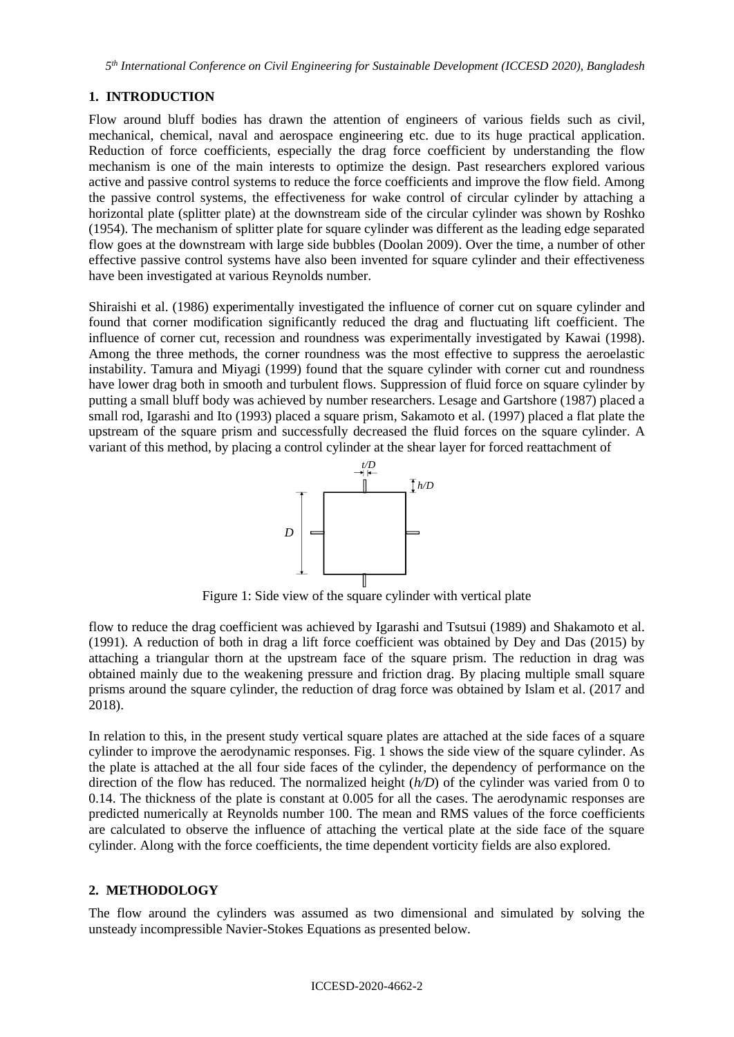## 1. INTRODUCTION

Flow around bluff bodies has drawn the attention of engineers of various fields such as civil, mechanical, chemical, naval and aerospace engineering etc. due to its huge practical application. Reduction of force coefficients, especially the drag force coefficient by understanding the flow mechanism is one of the main interests to optimize the design. Past researchers explored various active and passive control systems to reduce the force coefficients and improve the flow field. Among the passive control systems, the effectiveness for wake control of circular cylinder by attaching a horizontal plate (splitter plate) at the downstream side of the circular cylinder was shown by Roshko (1954). The mechanism of splitter plate for square cylinder was different as the leading edge separated flow goes at the downstream with large side bubbles (Doolan 2009). Over the time, a number of other effective passive control systems have also been invented for square cylinder and their effectiveness have been investigated at various Reynolds number.

Shiraishi et al. (1986) experimentally investigated the influence of corner cut on square cylinder and found that corner modification significantly reduced the drag and fluctuating lift coefficient. The influence of corner cut, recession and roundness was experimentally investigated by Kawai (1998). Among the three methods, the corner roundness was the most effective to suppress the aeroelastic instability. Tamura and Miyagi (1999) found that the square cylinder with corner cut and roundness have lower drag both in smooth and turbulent flows. Suppression of fluid force on square cylinder by putting a small bluff body was achieved by number researchers. Lesage and Gartshore (1987) placed a small rod, Igarashi and Ito (1993) placed a square prism, Sakamoto et al. (1997) placed a flat plate the upstream of the square prism and successfully decreased the fluid forces on the square cylinder. A variant of this method, by placing a control cylinder at the shear layer for forced reattachment of

Figure 1: Side view of the square cylinder with vertical plate

flow to reduce the drag coefficient was achieved by Igarashi and Tsutsui (1989) and Shakamoto et al. (1991). A reduction of both in drag a lift force coefficient was obtained by Dey and Das (2015) by attaching a triangular thorn at the upstream face of the square prism. The reduction in drag was obtained mainly due to the weakening pressure and friction drag. By placing multiple small square prisms around the square cylinder, the reduction of drag force was obtained by Islam et al. (2017 and 2018).

In relation to this, in the present study vertical square plates are attached at the side faces of a square cylinder to improve the aerodynamic responses. Fig. 1 shows the side view of the square cylinder. As the plate is attached at the all four side faces of the cylinder, the dependency of performance on the direction of the flow has reduced. The normalized height ($h/D$) of the cylinder was varied from 0 to 0.14. The thickness of the plate is constant at 0.005 for all the cases. The aerodynamic responses are predicted numerically at Reynolds number 100. The mean and RMS values of the force coefficients are calculated to observe the influence of attaching the vertical plate at the side face of the square cylinder. Along with the force coefficients, the time dependent vorticity fields are also explored.

## 2. METHODOLOGY

The flow around the cylinders was assumed as two dimensional and simulated by solving the unsteady incompressible Navier-Stokes Equations as presented below.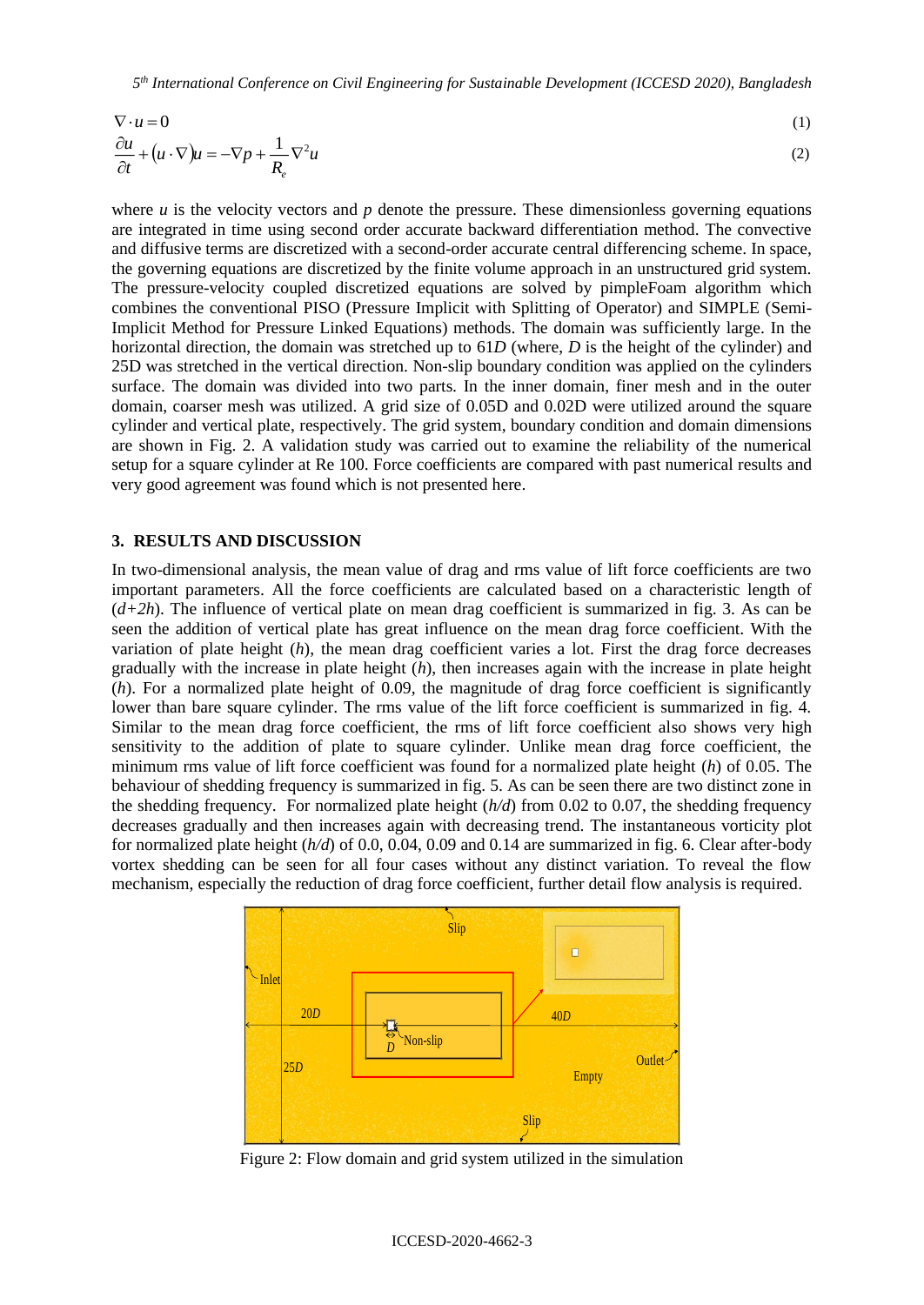$$\nabla \cdot u = 0 \tag{1}$$

$$\frac{\partial u}{\partial t} + (u \cdot \nabla)u = -\nabla p + \frac{1}{R_e}\nabla^2 u \tag{2}$$

where $u$ is the velocity vectors and $p$ denote the pressure. These dimensionless governing equations are integrated in time using second order accurate backward differentiation method. The convective and diffusive terms are discretized with a second-order accurate central differencing scheme. In space, the governing equations are discretized by the finite volume approach in an unstructured grid system. The pressure-velocity coupled discretized equations are solved by pimpleFoam algorithm which combines the conventional PISO (Pressure Implicit with Splitting of Operator) and SIMPLE (Semi-Implicit Method for Pressure Linked Equations) methods. The domain was sufficiently large. In the horizontal direction, the domain was stretched up to 61*D* (where, *D* is the height of the cylinder) and 25D was stretched in the vertical direction. Non-slip boundary condition was applied on the cylinders surface. The domain was divided into two parts. In the inner domain, finer mesh and in the outer domain, coarser mesh was utilized. A grid size of 0.05D and 0.02D were utilized around the square cylinder and vertical plate, respectively. The grid system, boundary condition and domain dimensions are shown in Fig. 2. A validation study was carried out to examine the reliability of the numerical setup for a square cylinder at Re 100. Force coefficients are compared with past numerical results and very good agreement was found which is not presented here.

## 3. RESULTS AND DISCUSSION

In two-dimensional analysis, the mean value of drag and rms value of lift force coefficients are two important parameters. All the force coefficients are calculated based on a characteristic length of ($d+2h$). The influence of vertical plate on mean drag coefficient is summarized in fig. 3. As can be seen the addition of vertical plate has great influence on the mean drag force coefficient. With the variation of plate height ($h$), the mean drag coefficient varies a lot. First the drag force decreases gradually with the increase in plate height ($h$), then increases again with the increase in plate height ($h$). For a normalized plate height of 0.09, the magnitude of drag force coefficient is significantly lower than bare square cylinder. The rms value of the lift force coefficient is summarized in fig. 4. Similar to the mean drag force coefficient, the rms of lift force coefficient also shows very high sensitivity to the addition of plate to square cylinder. Unlike mean drag force coefficient, the minimum rms value of lift force coefficient was found for a normalized plate height ($h$) of 0.05. The behaviour of shedding frequency is summarized in fig. 5. As can be seen there are two distinct zone in the shedding frequency. For normalized plate height ($h/d$) from 0.02 to 0.07, the shedding frequency decreases gradually and then increases again with decreasing trend. The instantaneous vorticity plot for normalized plate height ($h/d$) of 0.0, 0.04, 0.09 and 0.14 are summarized in fig. 6. Clear after-body vortex shedding can be seen for all four cases without any distinct variation. To reveal the flow mechanism, especially the reduction of drag force coefficient, further detail flow analysis is required.

Figure 2: Flow domain and grid system utilized in the simulation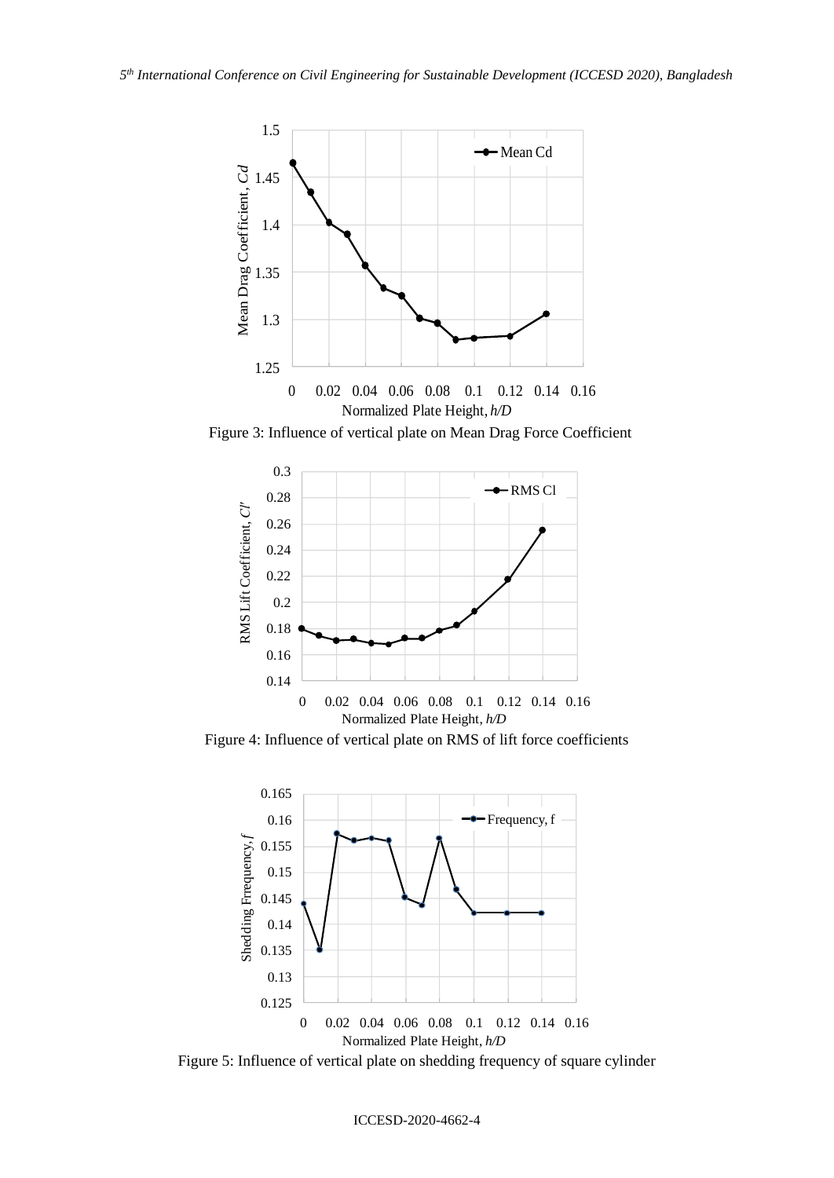Figure 3: Influence of vertical plate on Mean Drag Force Coefficient

Figure 4: Influence of vertical plate on RMS of lift force coefficients

Figure 5: Influence of vertical plate on shedding frequency of square cylinder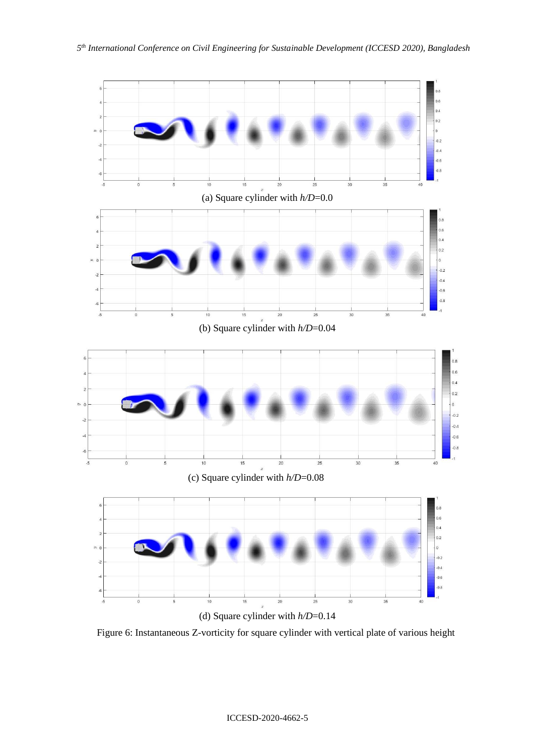(a) Square cylinder with *h*/*D*=0.0

(b) Square cylinder with *h*/*D*=0.04

(c) Square cylinder with *h*/*D*=0.08

(d) Square cylinder with *h*/*D*=0.14

Figure 6: Instantaneous Z-vorticity for square cylinder with vertical plate of various height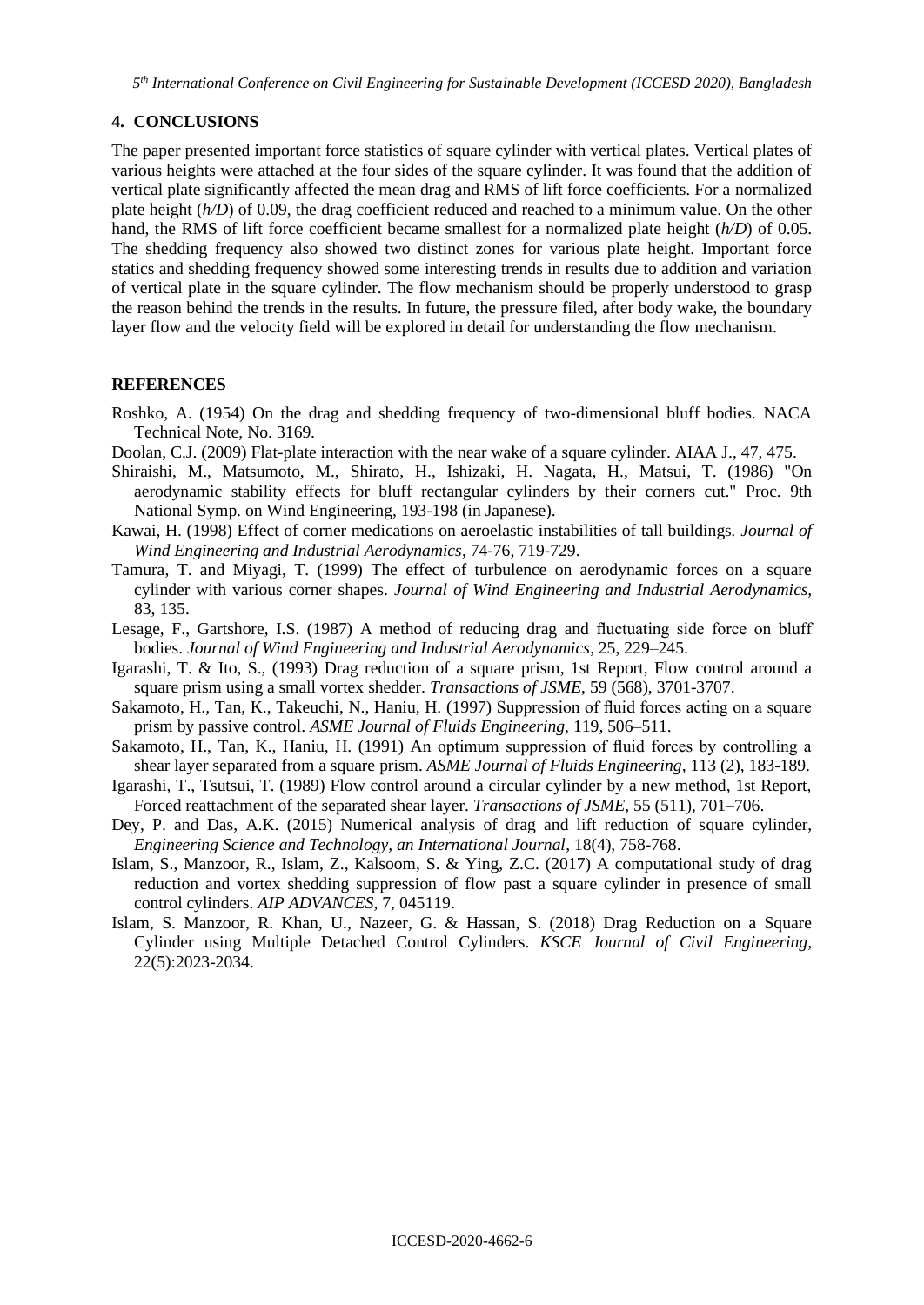## 4. CONCLUSIONS

The paper presented important force statistics of square cylinder with vertical plates. Vertical plates of various heights were attached at the four sides of the square cylinder. It was found that the addition of vertical plate significantly affected the mean drag and RMS of lift force coefficients. For a normalized plate height ($h/D$) of 0.09, the drag coefficient reduced and reached to a minimum value. On the other hand, the RMS of lift force coefficient became smallest for a normalized plate height ($h/D$) of 0.05. The shedding frequency also showed two distinct zones for various plate height. Important force statics and shedding frequency showed some interesting trends in results due to addition and variation of vertical plate in the square cylinder. The flow mechanism should be properly understood to grasp the reason behind the trends in the results. In future, the pressure filed, after body wake, the boundary layer flow and the velocity field will be explored in detail for understanding the flow mechanism.

## REFERENCES

Roshko, A. (1954) On the drag and shedding frequency of two-dimensional bluff bodies. NACA Technical Note, No. 3169.

Doolan, C.J. (2009) Flat-plate interaction with the near wake of a square cylinder. AIAA J., 47, 475.

Shiraishi, M., Matsumoto, M., Shirato, H., Ishizaki, H. Nagata, H., Matsui, T. (1986) "On aerodynamic stability effects for bluff rectangular cylinders by their corners cut." Proc. 9th National Symp. on Wind Engineering, 193-198 (in Japanese).

Kawai, H. (1998) Effect of corner medications on aeroelastic instabilities of tall buildings. *Journal of Wind Engineering and Industrial Aerodynamics*, 74-76, 719-729.

Tamura, T. and Miyagi, T. (1999) The effect of turbulence on aerodynamic forces on a square cylinder with various corner shapes. *Journal of Wind Engineering and Industrial Aerodynamics,* 83, 135.

Lesage, F., Gartshore, I.S. (1987) A method of reducing drag and fluctuating side force on bluff bodies. *Journal of Wind Engineering and Industrial Aerodynamics,* 25, 229–245.

Igarashi, T. & Ito, S., (1993) Drag reduction of a square prism, 1st Report, Flow control around a square prism using a small vortex shedder. *Transactions of JSME*, 59 (568), 3701-3707.

Sakamoto, H., Tan, K., Takeuchi, N., Haniu, H. (1997) Suppression of fluid forces acting on a square prism by passive control. *ASME Journal of Fluids Engineering,* 119, 506–511.

Sakamoto, H., Tan, K., Haniu, H. (1991) An optimum suppression of fluid forces by controlling a shear layer separated from a square prism. *ASME Journal of Fluids Engineering,* 113 (2), 183-189.

Igarashi, T., Tsutsui, T. (1989) Flow control around a circular cylinder by a new method, 1st Report, Forced reattachment of the separated shear layer. *Transactions of JSME,* 55 (511), 701–706.

Dey, P. and Das, A.K. (2015) Numerical analysis of drag and lift reduction of square cylinder, *Engineering Science and Technology, an International Journal*, 18(4), 758-768.

Islam, S., Manzoor, R., Islam, Z., Kalsoom, S. & Ying, Z.C. (2017) A computational study of drag reduction and vortex shedding suppression of flow past a square cylinder in presence of small control cylinders. *AIP ADVANCES*, 7, 045119.

Islam, S. Manzoor, R. Khan, U., Nazeer, G. & Hassan, S. (2018) Drag Reduction on a Square Cylinder using Multiple Detached Control Cylinders. *KSCE Journal of Civil Engineering,* 22(5):2023-2034.